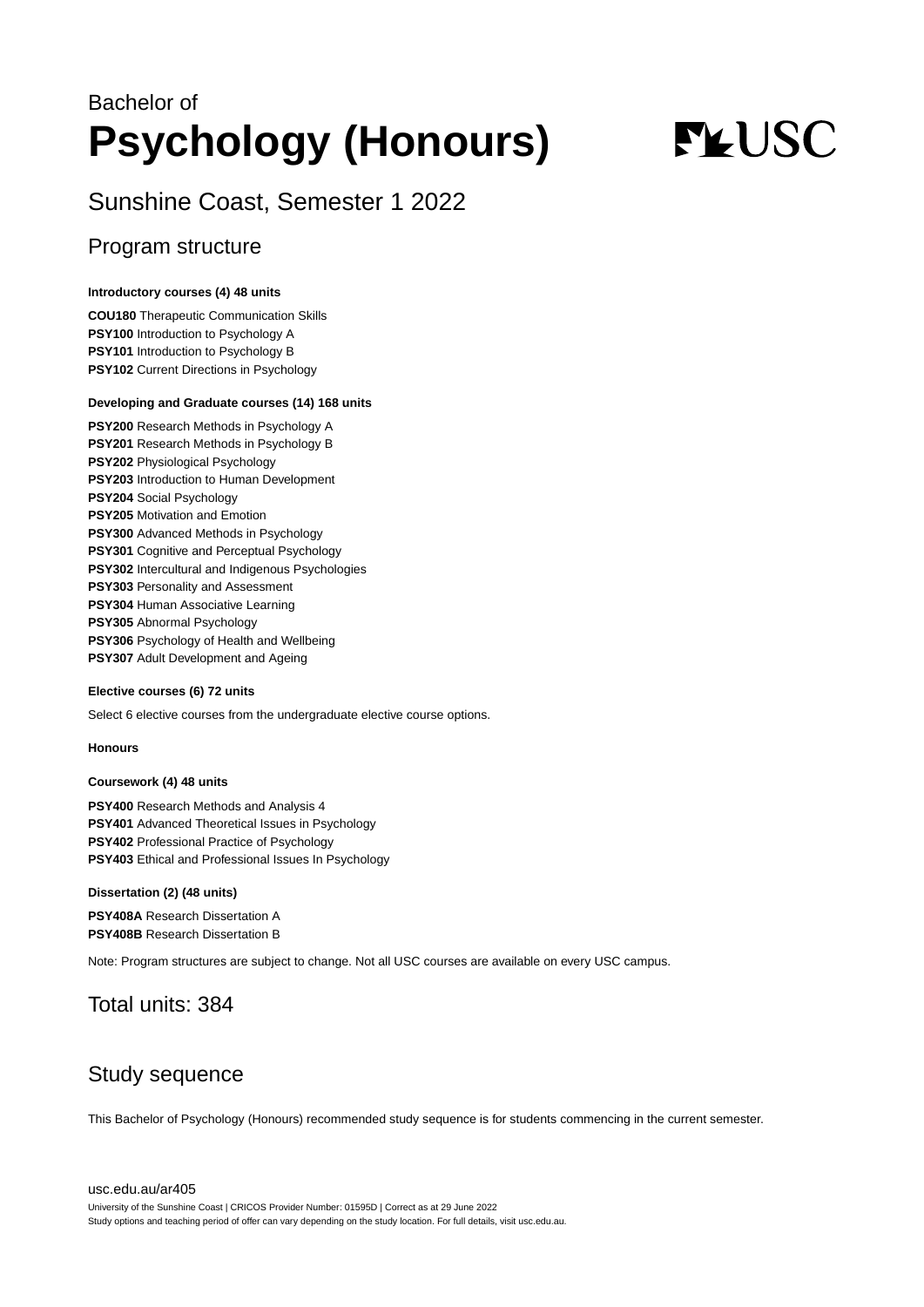Bachelor of

# Psychology (Honours)

## Sunshine Coast, Semester 1 2022

## Program structure

**Introductory courses (4) 48 units**

**COU180** Therapeutic Communication Skills
**PSY100** Introduction to Psychology A
**PSY101** Introduction to Psychology B
**PSY102** Current Directions in Psychology

**Developing and Graduate courses (14) 168 units**

**PSY200** Research Methods in Psychology A
**PSY201** Research Methods in Psychology B
**PSY202** Physiological Psychology
**PSY203** Introduction to Human Development
**PSY204** Social Psychology
**PSY205** Motivation and Emotion
**PSY300** Advanced Methods in Psychology
**PSY301** Cognitive and Perceptual Psychology
**PSY302** Intercultural and Indigenous Psychologies
**PSY303** Personality and Assessment
**PSY304** Human Associative Learning
**PSY305** Abnormal Psychology
**PSY306** Psychology of Health and Wellbeing
**PSY307** Adult Development and Ageing

**Elective courses (6) 72 units**

Select 6 elective courses from the undergraduate elective course options.

**Honours**

**Coursework (4) 48 units**

**PSY400** Research Methods and Analysis 4
**PSY401** Advanced Theoretical Issues in Psychology
**PSY402** Professional Practice of Psychology
**PSY403** Ethical and Professional Issues In Psychology

**Dissertation (2) (48 units)**

**PSY408A** Research Dissertation A
**PSY408B** Research Dissertation B

Note: Program structures are subject to change. Not all USC courses are available on every USC campus.

## Total units: 384

## Study sequence

This Bachelor of Psychology (Honours) recommended study sequence is for students commencing in the current semester.

usc.edu.au/ar405

University of the Sunshine Coast | CRICOS Provider Number: 01595D | Correct as at 29 June 2022
Study options and teaching period of offer can vary depending on the study location. For full details, visit usc.edu.au.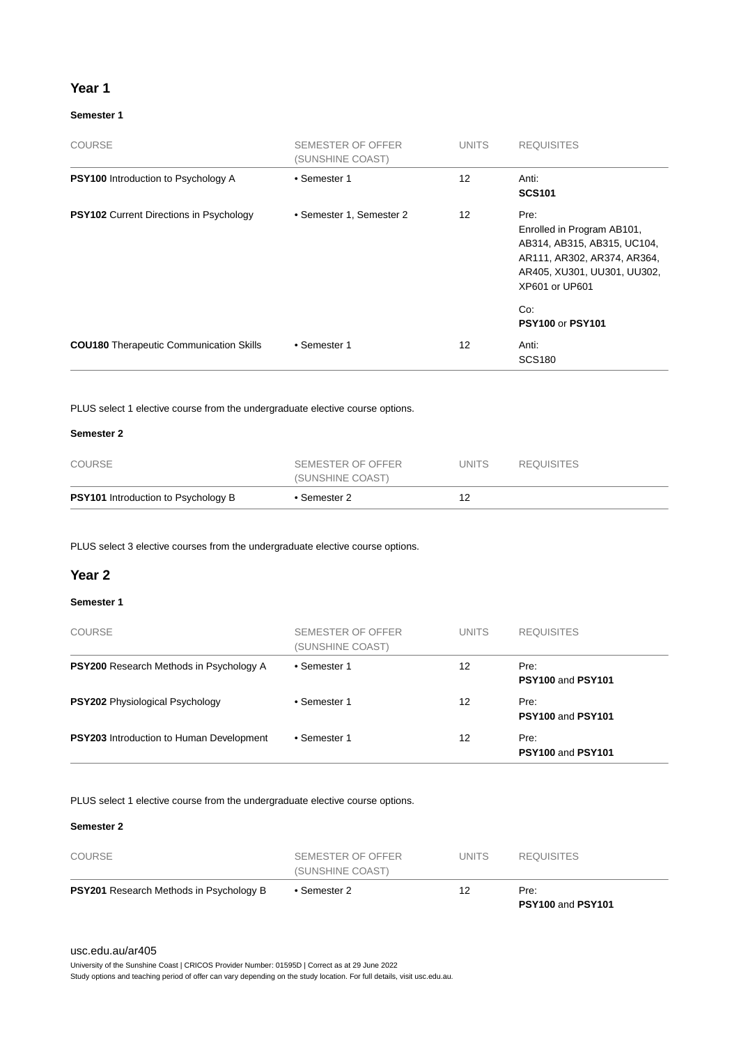## Year 1

### Semester 1

| COURSE | SEMESTER OF OFFER (SUNSHINE COAST) | UNITS | REQUISITES |
|---|---|---|---|
| **PSY100** Introduction to Psychology A | • Semester 1 | 12 | Anti: **SCS101** |
| **PSY102** Current Directions in Psychology | • Semester 1, Semester 2 | 12 | Pre: Enrolled in Program AB101, AB314, AB315, AB315, UC104, AR111, AR302, AR374, AR364, AR405, XU301, UU301, UU302, XP601 or UP601<br><br>Co: **PSY100** or **PSY101** |
| **COU180** Therapeutic Communication Skills | • Semester 1 | 12 | Anti: SCS180 |

PLUS select 1 elective course from the undergraduate elective course options.

### Semester 2

| COURSE | SEMESTER OF OFFER (SUNSHINE COAST) | UNITS | REQUISITES |
|---|---|---|---|
| **PSY101** Introduction to Psychology B | • Semester 2 | 12 | |

PLUS select 3 elective courses from the undergraduate elective course options.

## Year 2

### Semester 1

| COURSE | SEMESTER OF OFFER (SUNSHINE COAST) | UNITS | REQUISITES |
|---|---|---|---|
| **PSY200** Research Methods in Psychology A | • Semester 1 | 12 | Pre: **PSY100** and **PSY101** |
| **PSY202** Physiological Psychology | • Semester 1 | 12 | Pre: **PSY100** and **PSY101** |
| **PSY203** Introduction to Human Development | • Semester 1 | 12 | Pre: **PSY100** and **PSY101** |

PLUS select 1 elective course from the undergraduate elective course options.

### Semester 2

| COURSE | SEMESTER OF OFFER (SUNSHINE COAST) | UNITS | REQUISITES |
|---|---|---|---|
| **PSY201** Research Methods in Psychology B | • Semester 2 | 12 | Pre: **PSY100** and **PSY101** |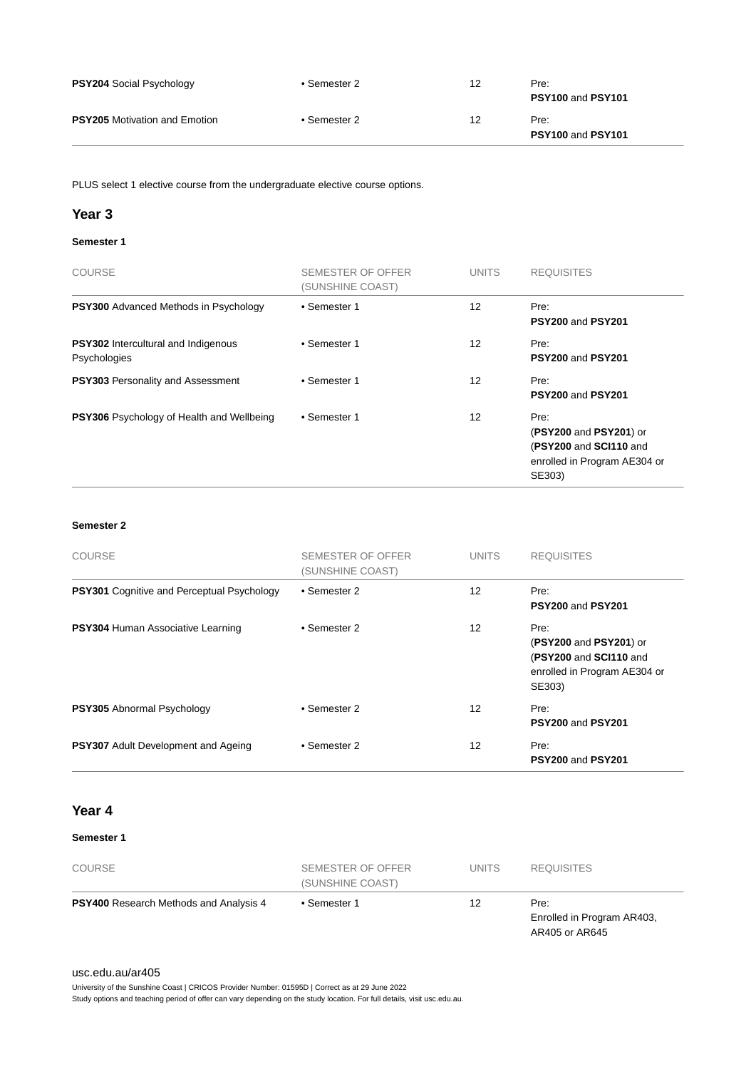| COURSE | SEMESTER OF OFFER (SUNSHINE COAST) | UNITS | REQUISITES |
|---|---|---|---|
| **PSY204** Social Psychology | • Semester 2 | 12 | Pre: **PSY100** and **PSY101** |
| **PSY205** Motivation and Emotion | • Semester 2 | 12 | Pre: **PSY100** and **PSY101** |

PLUS select 1 elective course from the undergraduate elective course options.

## Year 3

### Semester 1

| COURSE | SEMESTER OF OFFER (SUNSHINE COAST) | UNITS | REQUISITES |
|---|---|---|---|
| **PSY300** Advanced Methods in Psychology | • Semester 1 | 12 | Pre: **PSY200** and **PSY201** |
| **PSY302** Intercultural and Indigenous Psychologies | • Semester 1 | 12 | Pre: **PSY200** and **PSY201** |
| **PSY303** Personality and Assessment | • Semester 1 | 12 | Pre: **PSY200** and **PSY201** |
| **PSY306** Psychology of Health and Wellbeing | • Semester 1 | 12 | Pre: (**PSY200** and **PSY201**) or (**PSY200** and **SCI110** and enrolled in Program AE304 or SE303) |

### Semester 2

| COURSE | SEMESTER OF OFFER (SUNSHINE COAST) | UNITS | REQUISITES |
|---|---|---|---|
| **PSY301** Cognitive and Perceptual Psychology | • Semester 2 | 12 | Pre: **PSY200** and **PSY201** |
| **PSY304** Human Associative Learning | • Semester 2 | 12 | Pre: (**PSY200** and **PSY201**) or (**PSY200** and **SCI110** and enrolled in Program AE304 or SE303) |
| **PSY305** Abnormal Psychology | • Semester 2 | 12 | Pre: **PSY200** and **PSY201** |
| **PSY307** Adult Development and Ageing | • Semester 2 | 12 | Pre: **PSY200** and **PSY201** |

## Year 4

### Semester 1

| COURSE | SEMESTER OF OFFER (SUNSHINE COAST) | UNITS | REQUISITES |
|---|---|---|---|
| **PSY400** Research Methods and Analysis 4 | • Semester 1 | 12 | Pre: Enrolled in Program AR403, AR405 or AR645 |

usc.edu.au/ar405

University of the Sunshine Coast | CRICOS Provider Number: 01595D | Correct as at 29 June 2022

Study options and teaching period of offer can vary depending on the study location. For full details, visit usc.edu.au.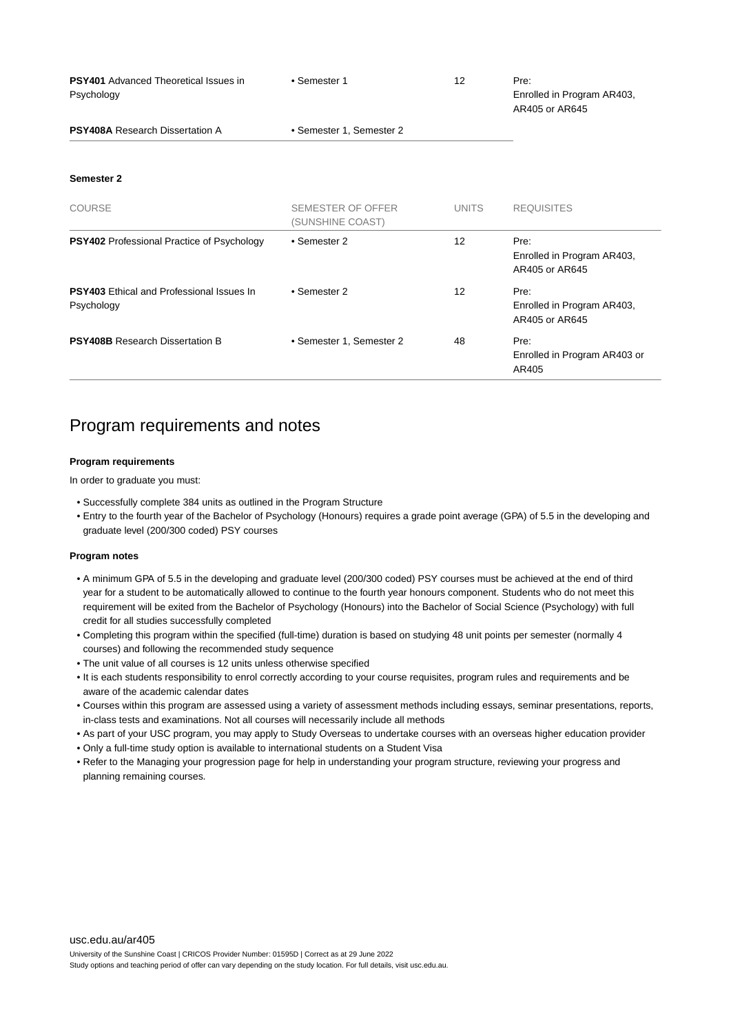| | | | |
|---|---|---|---|
| **PSY401** Advanced Theoretical Issues in Psychology | • Semester 1 | 12 | Pre:<br>Enrolled in Program AR403, AR405 or AR645 |
| **PSY408A** Research Dissertation A | • Semester 1, Semester 2 | | |

**Semester 2**

| COURSE | SEMESTER OF OFFER (SUNSHINE COAST) | UNITS | REQUISITES |
|---|---|---|---|
| **PSY402** Professional Practice of Psychology | • Semester 2 | 12 | Pre:<br>Enrolled in Program AR403, AR405 or AR645 |
| **PSY403** Ethical and Professional Issues In Psychology | • Semester 2 | 12 | Pre:<br>Enrolled in Program AR403, AR405 or AR645 |
| **PSY408B** Research Dissertation B | • Semester 1, Semester 2 | 48 | Pre:<br>Enrolled in Program AR403 or AR405 |

## Program requirements and notes

**Program requirements**

In order to graduate you must:

- Successfully complete 384 units as outlined in the Program Structure
- Entry to the fourth year of the Bachelor of Psychology (Honours) requires a grade point average (GPA) of 5.5 in the developing and graduate level (200/300 coded) PSY courses

**Program notes**

- A minimum GPA of 5.5 in the developing and graduate level (200/300 coded) PSY courses must be achieved at the end of third year for a student to be automatically allowed to continue to the fourth year honours component. Students who do not meet this requirement will be exited from the Bachelor of Psychology (Honours) into the Bachelor of Social Science (Psychology) with full credit for all studies successfully completed
- Completing this program within the specified (full-time) duration is based on studying 48 unit points per semester (normally 4 courses) and following the recommended study sequence
- The unit value of all courses is 12 units unless otherwise specified
- It is each students responsibility to enrol correctly according to your course requisites, program rules and requirements and be aware of the academic calendar dates
- Courses within this program are assessed using a variety of assessment methods including essays, seminar presentations, reports, in-class tests and examinations. Not all courses will necessarily include all methods
- As part of your USC program, you may apply to Study Overseas to undertake courses with an overseas higher education provider
- Only a full-time study option is available to international students on a Student Visa
- Refer to the Managing your progression page for help in understanding your program structure, reviewing your progress and planning remaining courses.